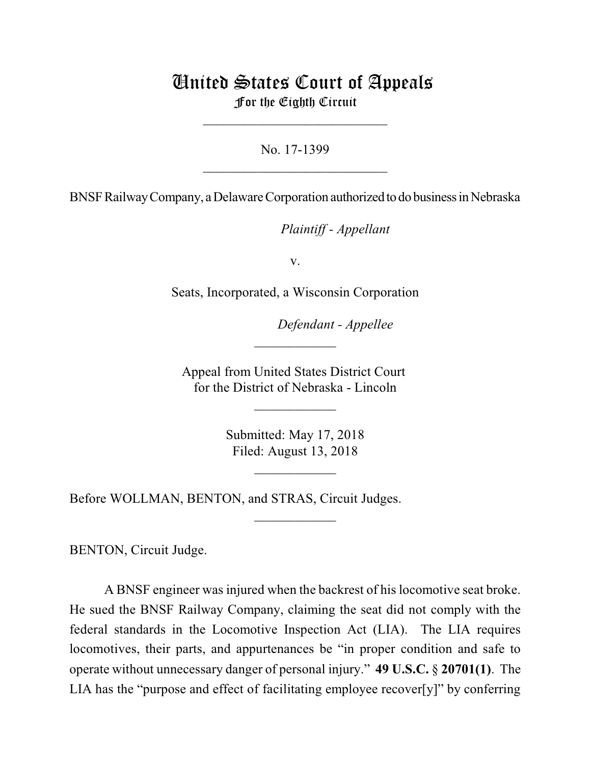# United States Court of Appeals
## For the Eighth Circuit

---

No. 17-1399

---

BNSF Railway Company, a Delaware Corporation authorized to do business in Nebraska

*Plaintiff - Appellant*

v.

Seats, Incorporated, a Wisconsin Corporation

*Defendant - Appellee*

---

Appeal from United States District Court
for the District of Nebraska - Lincoln

---

Submitted: May 17, 2018
Filed: August 13, 2018

---

Before WOLLMAN, BENTON, and STRAS, Circuit Judges.

---

BENTON, Circuit Judge.

A BNSF engineer was injured when the backrest of his locomotive seat broke. He sued the BNSF Railway Company, claiming the seat did not comply with the federal standards in the Locomotive Inspection Act (LIA). The LIA requires locomotives, their parts, and appurtenances be "in proper condition and safe to operate without unnecessary danger of personal injury." **49 U.S.C.** § **20701(1)**. The LIA has the "purpose and effect of facilitating employee recover[y]" by conferring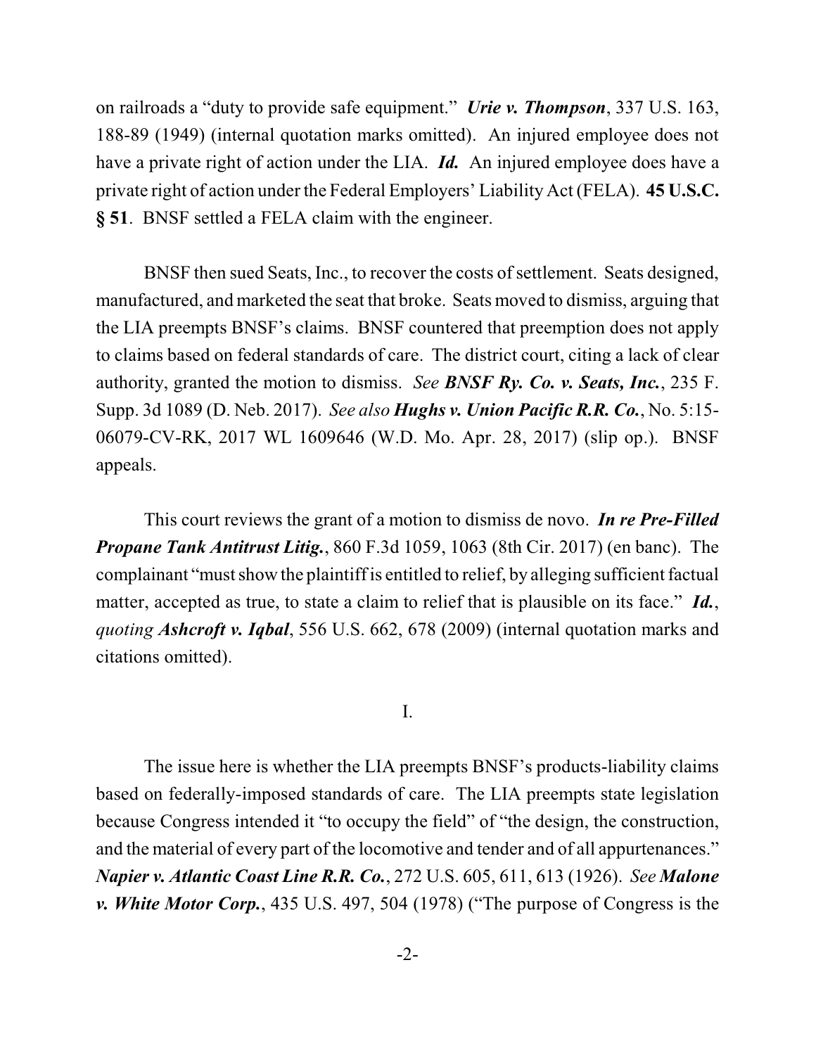on railroads a "duty to provide safe equipment." ***Urie v. Thompson***, 337 U.S. 163, 188-89 (1949) (internal quotation marks omitted). An injured employee does not have a private right of action under the LIA. ***Id.*** An injured employee does have a private right of action under the Federal Employers' Liability Act (FELA). **45 U.S.C. § 51**. BNSF settled a FELA claim with the engineer.

BNSF then sued Seats, Inc., to recover the costs of settlement. Seats designed, manufactured, and marketed the seat that broke. Seats moved to dismiss, arguing that the LIA preempts BNSF's claims. BNSF countered that preemption does not apply to claims based on federal standards of care. The district court, citing a lack of clear authority, granted the motion to dismiss. *See* ***BNSF Ry. Co. v. Seats, Inc.***, 235 F. Supp. 3d 1089 (D. Neb. 2017). *See also* ***Hughs v. Union Pacific R.R. Co.***, No. 5:15-06079-CV-RK, 2017 WL 1609646 (W.D. Mo. Apr. 28, 2017) (slip op.). BNSF appeals.

This court reviews the grant of a motion to dismiss de novo. ***In re Pre-Filled Propane Tank Antitrust Litig.***, 860 F.3d 1059, 1063 (8th Cir. 2017) (en banc). The complainant "must show the plaintiff is entitled to relief, by alleging sufficient factual matter, accepted as true, to state a claim to relief that is plausible on its face." ***Id.***, *quoting* ***Ashcroft v. Iqbal***, 556 U.S. 662, 678 (2009) (internal quotation marks and citations omitted).

## I.

The issue here is whether the LIA preempts BNSF's products-liability claims based on federally-imposed standards of care. The LIA preempts state legislation because Congress intended it "to occupy the field" of "the design, the construction, and the material of every part of the locomotive and tender and of all appurtenances." ***Napier v. Atlantic Coast Line R.R. Co.***, 272 U.S. 605, 611, 613 (1926). *See* ***Malone v. White Motor Corp.***, 435 U.S. 497, 504 (1978) ("The purpose of Congress is the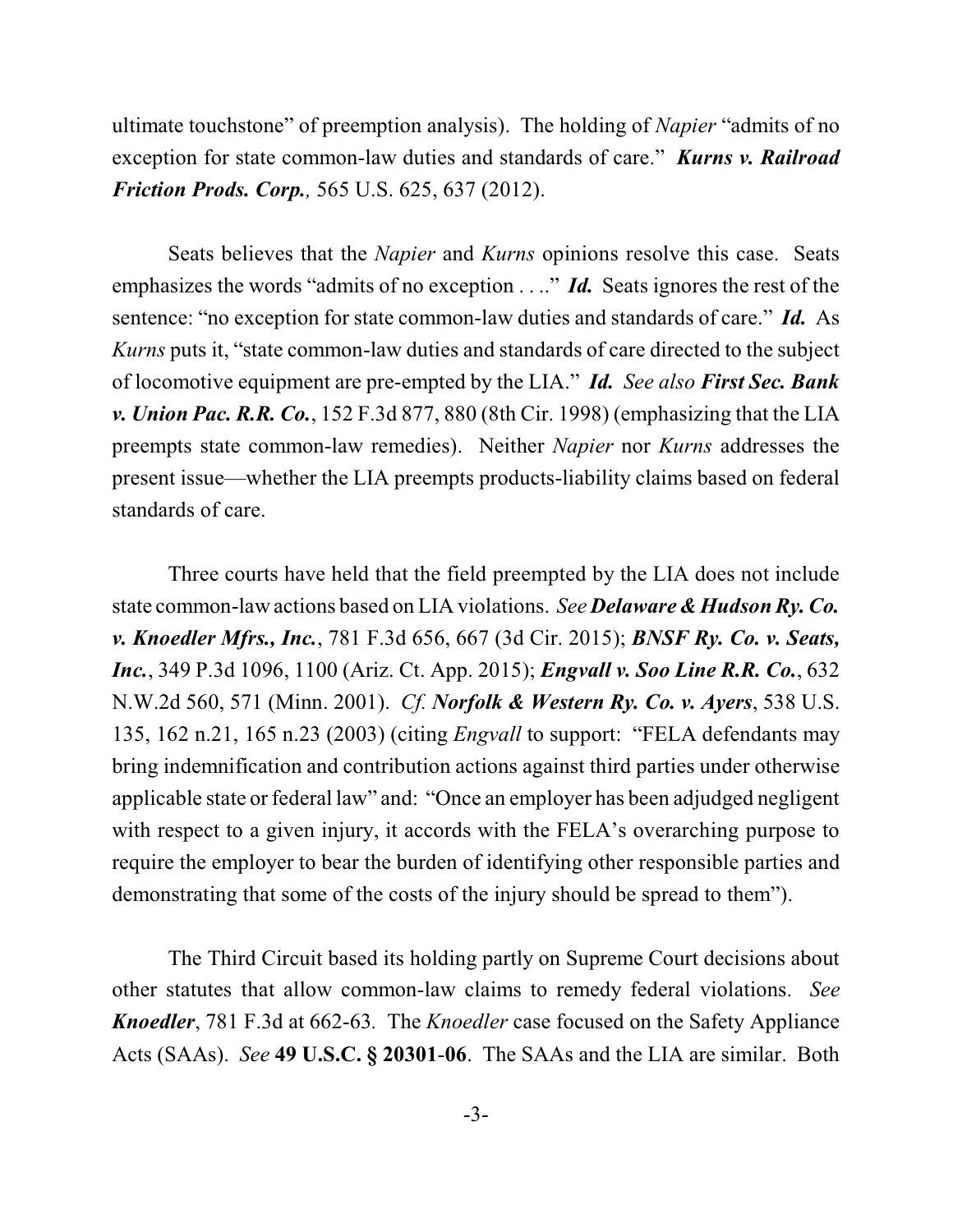ultimate touchstone" of preemption analysis). The holding of *Napier* "admits of no exception for state common-law duties and standards of care." ***Kurns v. Railroad Friction Prods. Corp.**,* 565 U.S. 625, 637 (2012).

Seats believes that the *Napier* and *Kurns* opinions resolve this case. Seats emphasizes the words "admits of no exception . . .." ***Id.*** Seats ignores the rest of the sentence: "no exception for state common-law duties and standards of care." ***Id.*** As *Kurns* puts it, "state common-law duties and standards of care directed to the subject of locomotive equipment are pre-empted by the LIA." ***Id.*** *See also* ***First Sec. Bank v. Union Pac. R.R. Co.***, 152 F.3d 877, 880 (8th Cir. 1998) (emphasizing that the LIA preempts state common-law remedies). Neither *Napier* nor *Kurns* addresses the present issue—whether the LIA preempts products-liability claims based on federal standards of care.

Three courts have held that the field preempted by the LIA does not include state common-law actions based on LIA violations. *See* ***Delaware & Hudson Ry. Co. v. Knoedler Mfrs., Inc.***, 781 F.3d 656, 667 (3d Cir. 2015); ***BNSF Ry. Co. v. Seats, Inc.***, 349 P.3d 1096, 1100 (Ariz. Ct. App. 2015); ***Engvall v. Soo Line R.R. Co.***, 632 N.W.2d 560, 571 (Minn. 2001). *Cf.* ***Norfolk & Western Ry. Co. v. Ayers***, 538 U.S. 135, 162 n.21, 165 n.23 (2003) (citing *Engvall* to support: "FELA defendants may bring indemnification and contribution actions against third parties under otherwise applicable state or federal law" and: "Once an employer has been adjudged negligent with respect to a given injury, it accords with the FELA's overarching purpose to require the employer to bear the burden of identifying other responsible parties and demonstrating that some of the costs of the injury should be spread to them").

The Third Circuit based its holding partly on Supreme Court decisions about other statutes that allow common-law claims to remedy federal violations. *See* ***Knoedler***, 781 F.3d at 662-63. The *Knoedler* case focused on the Safety Appliance Acts (SAAs). *See* **49 U.S.C. § 20301-06**. The SAAs and the LIA are similar. Both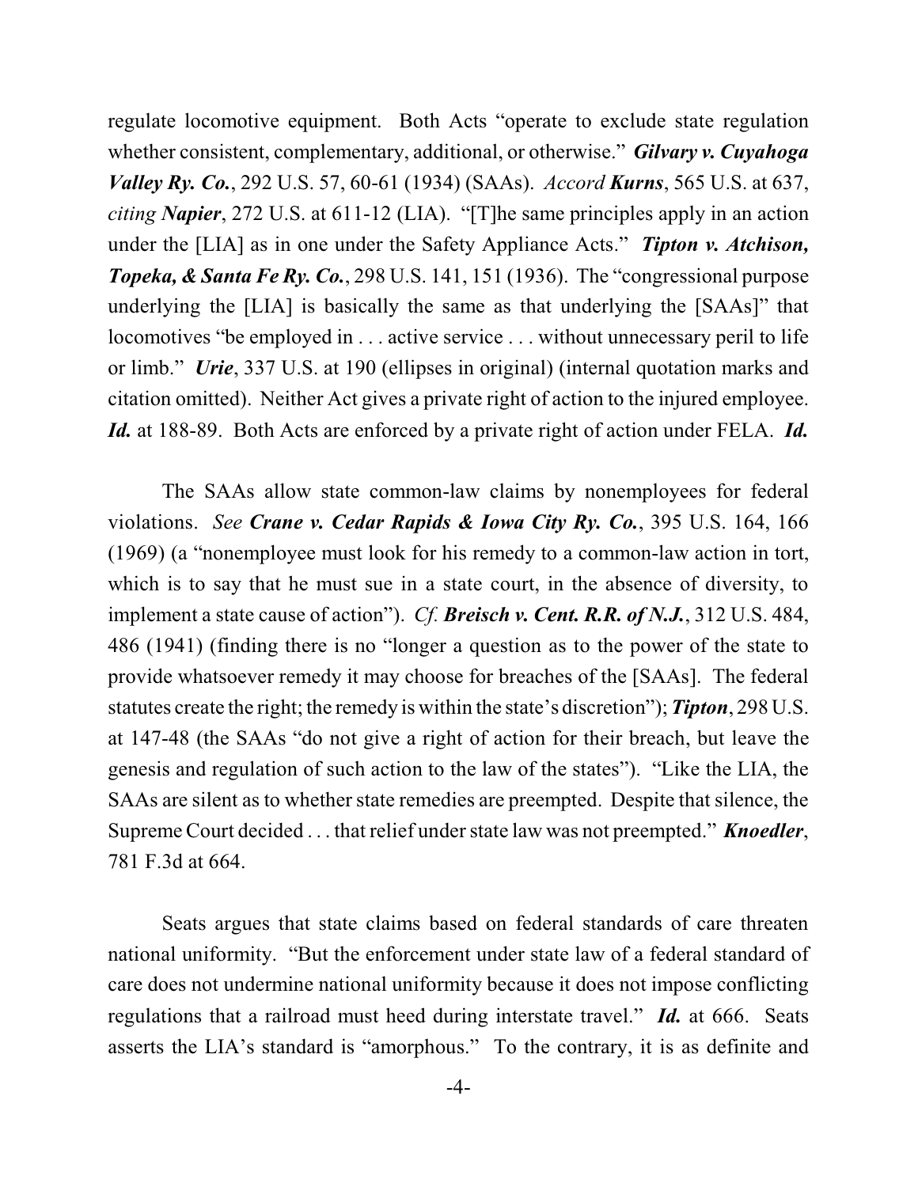regulate locomotive equipment. Both Acts "operate to exclude state regulation whether consistent, complementary, additional, or otherwise." ***Gilvary v. Cuyahoga Valley Ry. Co.***, 292 U.S. 57, 60-61 (1934) (SAAs). *Accord* ***Kurns***, 565 U.S. at 637, *citing* ***Napier***, 272 U.S. at 611-12 (LIA). "[T]he same principles apply in an action under the [LIA] as in one under the Safety Appliance Acts." ***Tipton v. Atchison, Topeka, & Santa Fe Ry. Co.***, 298 U.S. 141, 151 (1936). The "congressional purpose underlying the [LIA] is basically the same as that underlying the [SAAs]" that locomotives "be employed in . . . active service . . . without unnecessary peril to life or limb." ***Urie***, 337 U.S. at 190 (ellipses in original) (internal quotation marks and citation omitted). Neither Act gives a private right of action to the injured employee. ***Id.*** at 188-89. Both Acts are enforced by a private right of action under FELA. ***Id.***

The SAAs allow state common-law claims by nonemployees for federal violations. *See* ***Crane v. Cedar Rapids & Iowa City Ry. Co.***, 395 U.S. 164, 166 (1969) (a "nonemployee must look for his remedy to a common-law action in tort, which is to say that he must sue in a state court, in the absence of diversity, to implement a state cause of action"). *Cf.* ***Breisch v. Cent. R.R. of N.J.***, 312 U.S. 484, 486 (1941) (finding there is no "longer a question as to the power of the state to provide whatsoever remedy it may choose for breaches of the [SAAs]. The federal statutes create the right; the remedy is within the state's discretion"); ***Tipton***, 298 U.S. at 147-48 (the SAAs "do not give a right of action for their breach, but leave the genesis and regulation of such action to the law of the states"). "Like the LIA, the SAAs are silent as to whether state remedies are preempted. Despite that silence, the Supreme Court decided . . . that relief under state law was not preempted." ***Knoedler***, 781 F.3d at 664.

Seats argues that state claims based on federal standards of care threaten national uniformity. "But the enforcement under state law of a federal standard of care does not undermine national uniformity because it does not impose conflicting regulations that a railroad must heed during interstate travel." ***Id.*** at 666. Seats asserts the LIA's standard is "amorphous." To the contrary, it is as definite and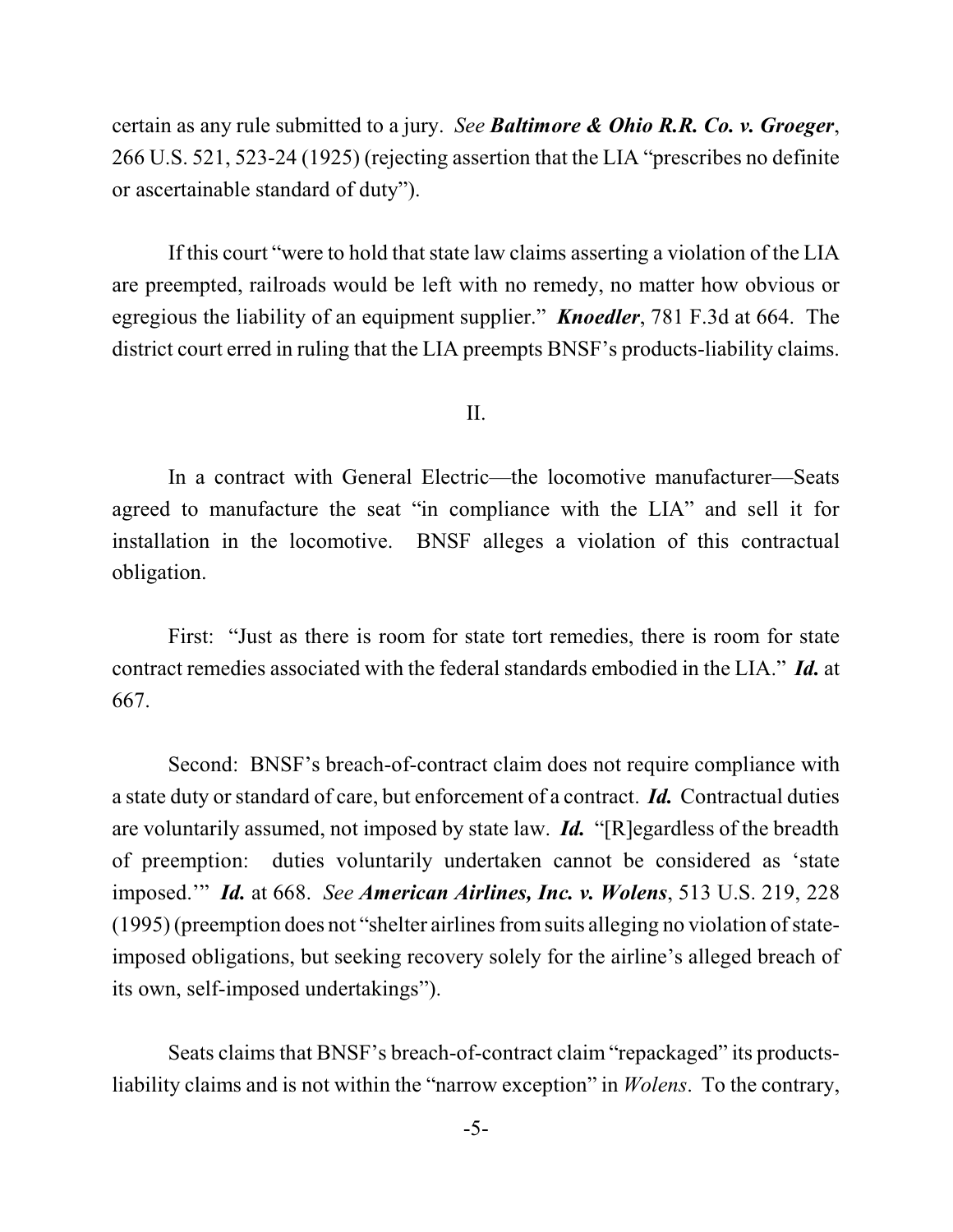certain as any rule submitted to a jury. *See **Baltimore & Ohio R.R. Co. v. Groeger***, 266 U.S. 521, 523-24 (1925) (rejecting assertion that the LIA "prescribes no definite or ascertainable standard of duty").

If this court "were to hold that state law claims asserting a violation of the LIA are preempted, railroads would be left with no remedy, no matter how obvious or egregious the liability of an equipment supplier." ***Knoedler***, 781 F.3d at 664. The district court erred in ruling that the LIA preempts BNSF's products-liability claims.

## II.

In a contract with General Electric—the locomotive manufacturer—Seats agreed to manufacture the seat "in compliance with the LIA" and sell it for installation in the locomotive. BNSF alleges a violation of this contractual obligation.

First: "Just as there is room for state tort remedies, there is room for state contract remedies associated with the federal standards embodied in the LIA." ***Id.*** at 667.

Second: BNSF's breach-of-contract claim does not require compliance with a state duty or standard of care, but enforcement of a contract. ***Id.*** Contractual duties are voluntarily assumed, not imposed by state law. ***Id.*** "[R]egardless of the breadth of preemption: duties voluntarily undertaken cannot be considered as 'state imposed.'" ***Id.*** at 668. *See **American Airlines, Inc. v. Wolens***, 513 U.S. 219, 228 (1995) (preemption does not "shelter airlines from suits alleging no violation of state-imposed obligations, but seeking recovery solely for the airline's alleged breach of its own, self-imposed undertakings").

Seats claims that BNSF's breach-of-contract claim "repackaged" its products-liability claims and is not within the "narrow exception" in *Wolens*. To the contrary,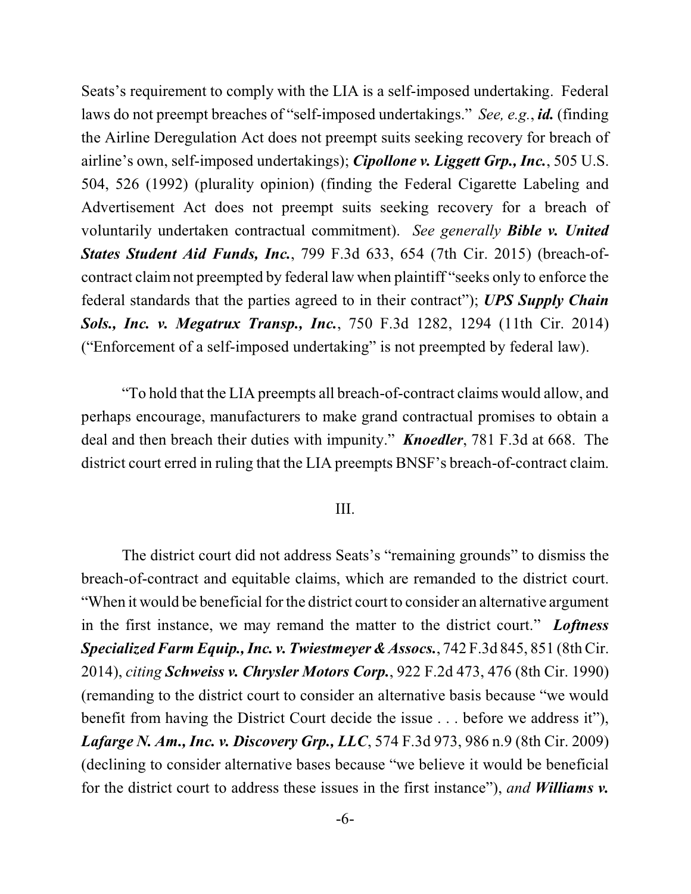Seats's requirement to comply with the LIA is a self-imposed undertaking. Federal laws do not preempt breaches of "self-imposed undertakings." *See, e.g.*, ***id.*** (finding the Airline Deregulation Act does not preempt suits seeking recovery for breach of airline's own, self-imposed undertakings); ***Cipollone v. Liggett Grp., Inc.***, 505 U.S. 504, 526 (1992) (plurality opinion) (finding the Federal Cigarette Labeling and Advertisement Act does not preempt suits seeking recovery for a breach of voluntarily undertaken contractual commitment). *See generally* ***Bible v. United States Student Aid Funds, Inc.***, 799 F.3d 633, 654 (7th Cir. 2015) (breach-of-contract claim not preempted by federal law when plaintiff "seeks only to enforce the federal standards that the parties agreed to in their contract"); ***UPS Supply Chain Sols., Inc. v. Megatrux Transp., Inc.***, 750 F.3d 1282, 1294 (11th Cir. 2014) ("Enforcement of a self-imposed undertaking" is not preempted by federal law).

"To hold that the LIA preempts all breach-of-contract claims would allow, and perhaps encourage, manufacturers to make grand contractual promises to obtain a deal and then breach their duties with impunity." ***Knoedler***, 781 F.3d at 668. The district court erred in ruling that the LIA preempts BNSF's breach-of-contract claim.

## III.

The district court did not address Seats's "remaining grounds" to dismiss the breach-of-contract and equitable claims, which are remanded to the district court. "When it would be beneficial for the district court to consider an alternative argument in the first instance, we may remand the matter to the district court." ***Loftness Specialized Farm Equip., Inc. v. Twiestmeyer & Assocs.***, 742 F.3d 845, 851 (8th Cir. 2014), *citing* ***Schweiss v. Chrysler Motors Corp.***, 922 F.2d 473, 476 (8th Cir. 1990) (remanding to the district court to consider an alternative basis because "we would benefit from having the District Court decide the issue . . . before we address it"), ***Lafarge N. Am., Inc. v. Discovery Grp., LLC***, 574 F.3d 973, 986 n.9 (8th Cir. 2009) (declining to consider alternative bases because "we believe it would be beneficial for the district court to address these issues in the first instance"), *and* ***Williams v.***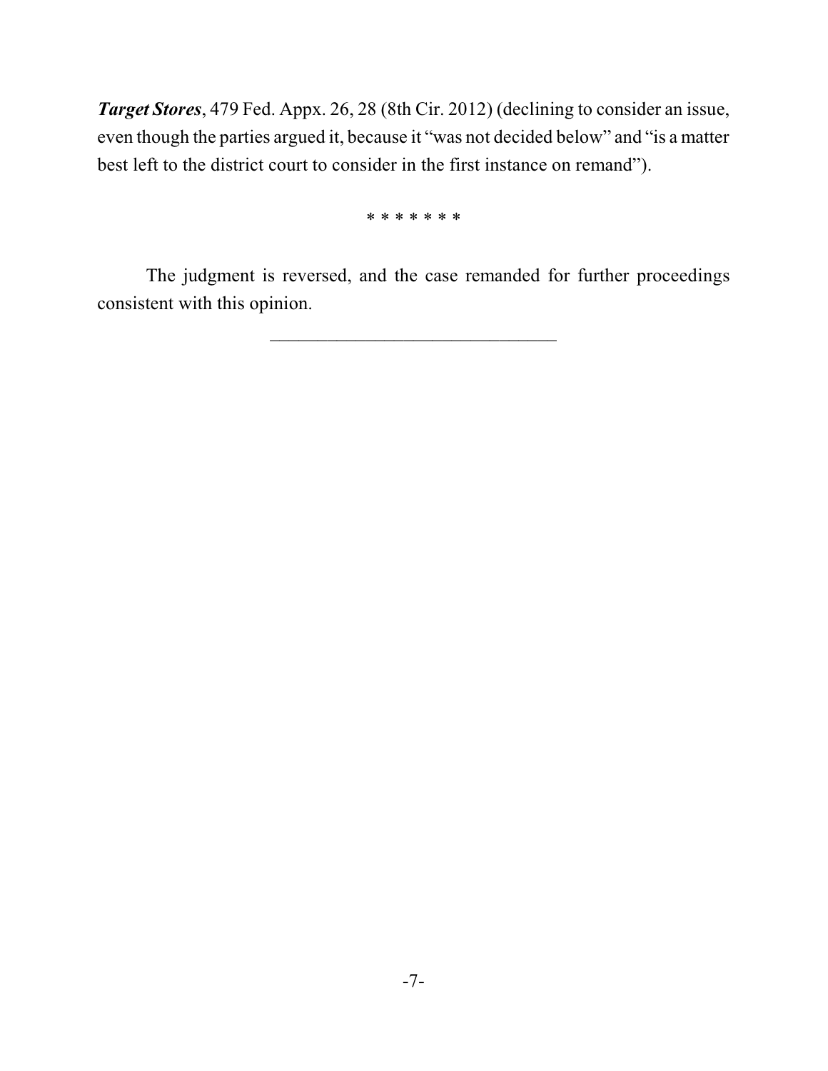***Target Stores***, 479 Fed. Appx. 26, 28 (8th Cir. 2012) (declining to consider an issue, even though the parties argued it, because it "was not decided below" and "is a matter best left to the district court to consider in the first instance on remand").

\* \* \* \* \* \* \*

The judgment is reversed, and the case remanded for further proceedings consistent with this opinion.

______________________________